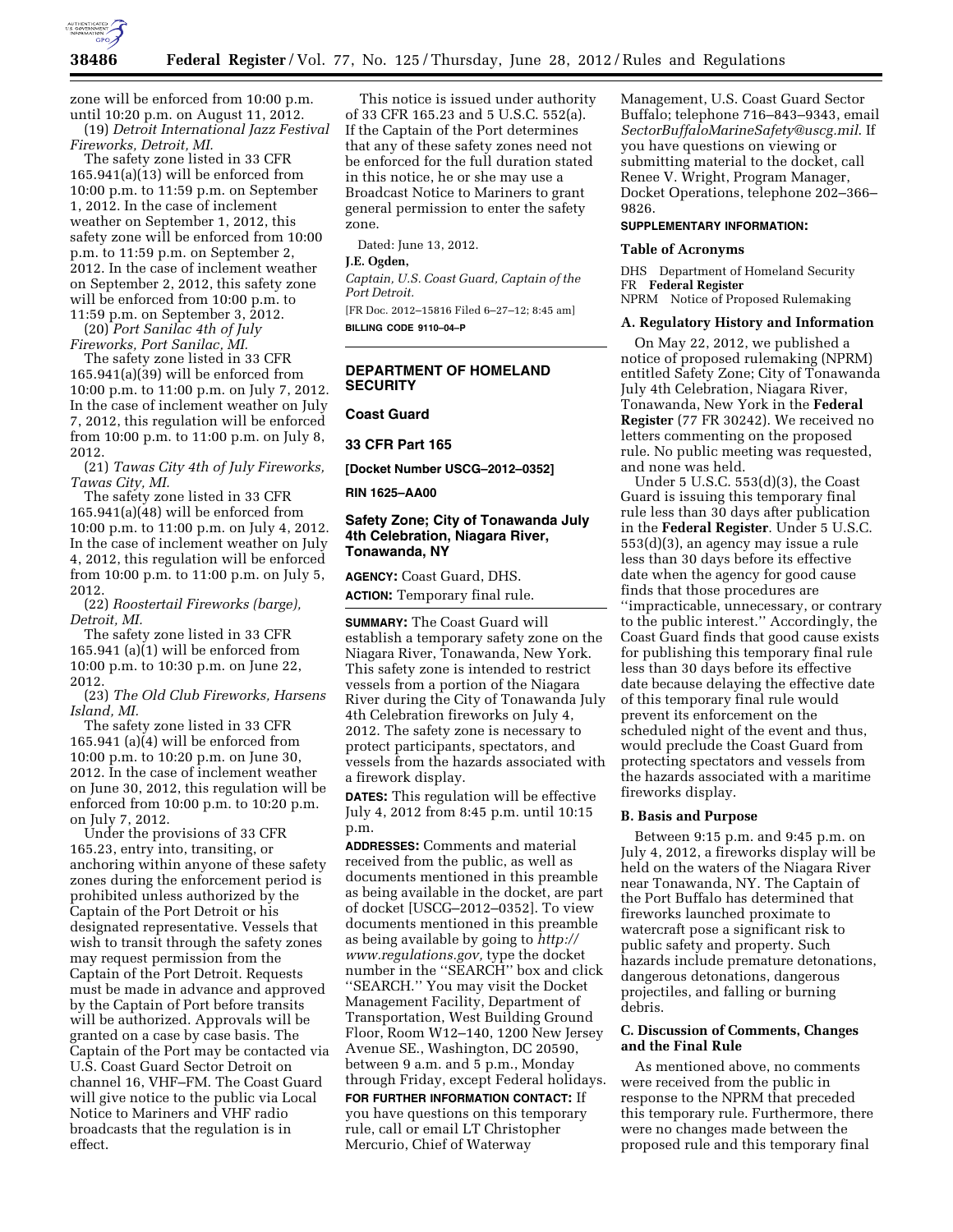zone will be enforced from 10:00 p.m. until 10:20 p.m. on August 11, 2012.

(19) *Detroit International Jazz Festival Fireworks, Detroit, MI.*

The safety zone listed in 33 CFR 165.941(a)(13) will be enforced from 10:00 p.m. to 11:59 p.m. on September 1, 2012. In the case of inclement weather on September 1, 2012, this safety zone will be enforced from 10:00 p.m. to 11:59 p.m. on September 2, 2012. In the case of inclement weather on September 2, 2012, this safety zone will be enforced from 10:00 p.m. to 11:59 p.m. on September 3, 2012.

(20) *Port Sanilac 4th of July Fireworks, Port Sanilac, MI.*

The safety zone listed in 33 CFR 165.941(a)(39) will be enforced from 10:00 p.m. to 11:00 p.m. on July 7, 2012. In the case of inclement weather on July 7, 2012, this regulation will be enforced from 10:00 p.m. to 11:00 p.m. on July 8, 2012.

(21) *Tawas City 4th of July Fireworks, Tawas City, MI.*

The safety zone listed in 33 CFR 165.941(a)(48) will be enforced from 10:00 p.m. to 11:00 p.m. on July 4, 2012. In the case of inclement weather on July 4, 2012, this regulation will be enforced from 10:00 p.m. to 11:00 p.m. on July 5, 2012.

(22) *Roostertail Fireworks (barge), Detroit, MI.*

The safety zone listed in 33 CFR 165.941 (a)(1) will be enforced from 10:00 p.m. to 10:30 p.m. on June 22, 2012.

(23) *The Old Club Fireworks, Harsens Island, MI.*

The safety zone listed in 33 CFR 165.941 (a)(4) will be enforced from 10:00 p.m. to 10:20 p.m. on June 30, 2012. In the case of inclement weather on June 30, 2012, this regulation will be enforced from 10:00 p.m. to 10:20 p.m. on July 7, 2012.

Under the provisions of 33 CFR 165.23, entry into, transiting, or anchoring within anyone of these safety zones during the enforcement period is prohibited unless authorized by the Captain of the Port Detroit or his designated representative. Vessels that wish to transit through the safety zones may request permission from the Captain of the Port Detroit. Requests must be made in advance and approved by the Captain of Port before transits will be authorized. Approvals will be granted on a case by case basis. The Captain of the Port may be contacted via U.S. Coast Guard Sector Detroit on channel 16, VHF–FM. The Coast Guard will give notice to the public via Local Notice to Mariners and VHF radio broadcasts that the regulation is in effect.

This notice is issued under authority of 33 CFR 165.23 and 5 U.S.C. 552(a). If the Captain of the Port determines that any of these safety zones need not be enforced for the full duration stated in this notice, he or she may use a Broadcast Notice to Mariners to grant general permission to enter the safety zone.

Dated: June 13, 2012.

**J.E. Ogden,**

*Captain, U.S. Coast Guard, Captain of the Port Detroit.*

[FR Doc. 2012–15816 Filed 6–27–12; 8:45 am]

**BILLING CODE 9110–04–P**

---

**DEPARTMENT OF HOMELAND SECURITY**

**Coast Guard**

**33 CFR Part 165**

**[Docket Number USCG–2012–0352]**

**RIN 1625–AA00**

## Safety Zone; City of Tonawanda July 4th Celebration, Niagara River, Tonawanda, NY

**AGENCY:** Coast Guard, DHS.

**ACTION:** Temporary final rule.

**SUMMARY:** The Coast Guard will establish a temporary safety zone on the Niagara River, Tonawanda, New York. This safety zone is intended to restrict vessels from a portion of the Niagara River during the City of Tonawanda July 4th Celebration fireworks on July 4, 2012. The safety zone is necessary to protect participants, spectators, and vessels from the hazards associated with a firework display.

**DATES:** This regulation will be effective July 4, 2012 from 8:45 p.m. until 10:15 p.m.

**ADDRESSES:** Comments and material received from the public, as well as documents mentioned in this preamble as being available in the docket, are part of docket [USCG–2012–0352]. To view documents mentioned in this preamble as being available by going to *http://www.regulations.gov,* type the docket number in the "SEARCH" box and click "SEARCH." You may visit the Docket Management Facility, Department of Transportation, West Building Ground Floor, Room W12–140, 1200 New Jersey Avenue SE., Washington, DC 20590, between 9 a.m. and 5 p.m., Monday through Friday, except Federal holidays.

**FOR FURTHER INFORMATION CONTACT:** If you have questions on this temporary rule, call or email LT Christopher Mercurio, Chief of Waterway Management, U.S. Coast Guard Sector Buffalo; telephone 716–843–9343, email *SectorBuffaloMarineSafety@uscg.mil*. If you have questions on viewing or submitting material to the docket, call Renee V. Wright, Program Manager, Docket Operations, telephone 202–366–9826.

**SUPPLEMENTARY INFORMATION:**

### Table of Acronyms

DHS Department of Homeland Security
FR **Federal Register**
NPRM Notice of Proposed Rulemaking

### A. Regulatory History and Information

On May 22, 2012, we published a notice of proposed rulemaking (NPRM) entitled Safety Zone; City of Tonawanda July 4th Celebration, Niagara River, Tonawanda, New York in the **Federal Register** (77 FR 30242). We received no letters commenting on the proposed rule. No public meeting was requested, and none was held.

Under 5 U.S.C. 553(d)(3), the Coast Guard is issuing this temporary final rule less than 30 days after publication in the **Federal Register**. Under 5 U.S.C. 553(d)(3), an agency may issue a rule less than 30 days before its effective date when the agency for good cause finds that those procedures are "impracticable, unnecessary, or contrary to the public interest." Accordingly, the Coast Guard finds that good cause exists for publishing this temporary final rule less than 30 days before its effective date because delaying the effective date of this temporary final rule would prevent its enforcement on the scheduled night of the event and thus, would preclude the Coast Guard from protecting spectators and vessels from the hazards associated with a maritime fireworks display.

### B. Basis and Purpose

Between 9:15 p.m. and 9:45 p.m. on July 4, 2012, a fireworks display will be held on the waters of the Niagara River near Tonawanda, NY. The Captain of the Port Buffalo has determined that fireworks launched proximate to watercraft pose a significant risk to public safety and property. Such hazards include premature detonations, dangerous detonations, dangerous projectiles, and falling or burning debris.

### C. Discussion of Comments, Changes and the Final Rule

As mentioned above, no comments were received from the public in response to the NPRM that preceded this temporary rule. Furthermore, there were no changes made between the proposed rule and this temporary final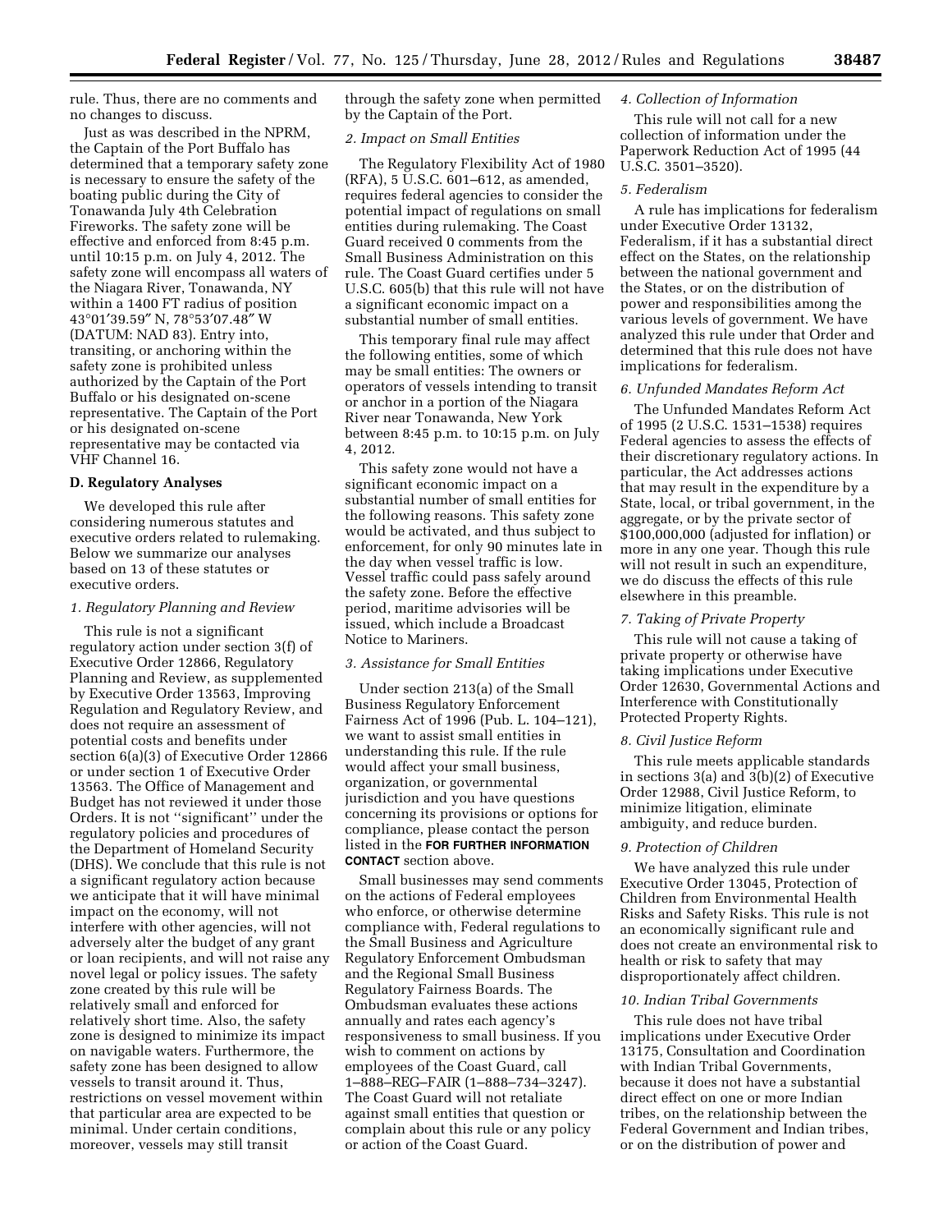rule. Thus, there are no comments and no changes to discuss.

Just as was described in the NPRM, the Captain of the Port Buffalo has determined that a temporary safety zone is necessary to ensure the safety of the boating public during the City of Tonawanda July 4th Celebration Fireworks. The safety zone will be effective and enforced from 8:45 p.m. until 10:15 p.m. on July 4, 2012. The safety zone will encompass all waters of the Niagara River, Tonawanda, NY within a 1400 FT radius of position 43°01′39.59″ N, 78°53′07.48″ W (DATUM: NAD 83). Entry into, transiting, or anchoring within the safety zone is prohibited unless authorized by the Captain of the Port Buffalo or his designated on-scene representative. The Captain of the Port or his designated on-scene representative may be contacted via VHF Channel 16.

## D. Regulatory Analyses

We developed this rule after considering numerous statutes and executive orders related to rulemaking. Below we summarize our analyses based on 13 of these statutes or executive orders.

### *1. Regulatory Planning and Review*

This rule is not a significant regulatory action under section 3(f) of Executive Order 12866, Regulatory Planning and Review, as supplemented by Executive Order 13563, Improving Regulation and Regulatory Review, and does not require an assessment of potential costs and benefits under section 6(a)(3) of Executive Order 12866 or under section 1 of Executive Order 13563. The Office of Management and Budget has not reviewed it under those Orders. It is not ''significant'' under the regulatory policies and procedures of the Department of Homeland Security (DHS). We conclude that this rule is not a significant regulatory action because we anticipate that it will have minimal impact on the economy, will not interfere with other agencies, will not adversely alter the budget of any grant or loan recipients, and will not raise any novel legal or policy issues. The safety zone created by this rule will be relatively small and enforced for relatively short time. Also, the safety zone is designed to minimize its impact on navigable waters. Furthermore, the safety zone has been designed to allow vessels to transit around it. Thus, restrictions on vessel movement within that particular area are expected to be minimal. Under certain conditions, moreover, vessels may still transit through the safety zone when permitted by the Captain of the Port.

### *2. Impact on Small Entities*

The Regulatory Flexibility Act of 1980 (RFA), 5 U.S.C. 601–612, as amended, requires federal agencies to consider the potential impact of regulations on small entities during rulemaking. The Coast Guard received 0 comments from the Small Business Administration on this rule. The Coast Guard certifies under 5 U.S.C. 605(b) that this rule will not have a significant economic impact on a substantial number of small entities.

This temporary final rule may affect the following entities, some of which may be small entities: The owners or operators of vessels intending to transit or anchor in a portion of the Niagara River near Tonawanda, New York between 8:45 p.m. to 10:15 p.m. on July 4, 2012.

This safety zone would not have a significant economic impact on a substantial number of small entities for the following reasons. This safety zone would be activated, and thus subject to enforcement, for only 90 minutes late in the day when vessel traffic is low. Vessel traffic could pass safely around the safety zone. Before the effective period, maritime advisories will be issued, which include a Broadcast Notice to Mariners.

### *3. Assistance for Small Entities*

Under section 213(a) of the Small Business Regulatory Enforcement Fairness Act of 1996 (Pub. L. 104–121), we want to assist small entities in understanding this rule. If the rule would affect your small business, organization, or governmental jurisdiction and you have questions concerning its provisions or options for compliance, please contact the person listed in the **FOR FURTHER INFORMATION CONTACT** section above.

Small businesses may send comments on the actions of Federal employees who enforce, or otherwise determine compliance with, Federal regulations to the Small Business and Agriculture Regulatory Enforcement Ombudsman and the Regional Small Business Regulatory Fairness Boards. The Ombudsman evaluates these actions annually and rates each agency's responsiveness to small business. If you wish to comment on actions by employees of the Coast Guard, call 1–888–REG–FAIR (1–888–734–3247). The Coast Guard will not retaliate against small entities that question or complain about this rule or any policy or action of the Coast Guard.

### *4. Collection of Information*

This rule will not call for a new collection of information under the Paperwork Reduction Act of 1995 (44 U.S.C. 3501–3520).

### *5. Federalism*

A rule has implications for federalism under Executive Order 13132, Federalism, if it has a substantial direct effect on the States, on the relationship between the national government and the States, or on the distribution of power and responsibilities among the various levels of government. We have analyzed this rule under that Order and determined that this rule does not have implications for federalism.

### *6. Unfunded Mandates Reform Act*

The Unfunded Mandates Reform Act of 1995 (2 U.S.C. 1531–1538) requires Federal agencies to assess the effects of their discretionary regulatory actions. In particular, the Act addresses actions that may result in the expenditure by a State, local, or tribal government, in the aggregate, or by the private sector of $100,000,000 (adjusted for inflation) or more in any one year. Though this rule will not result in such an expenditure, we do discuss the effects of this rule elsewhere in this preamble.

### *7. Taking of Private Property*

This rule will not cause a taking of private property or otherwise have taking implications under Executive Order 12630, Governmental Actions and Interference with Constitutionally Protected Property Rights.

### *8. Civil Justice Reform*

This rule meets applicable standards in sections 3(a) and 3(b)(2) of Executive Order 12988, Civil Justice Reform, to minimize litigation, eliminate ambiguity, and reduce burden.

### *9. Protection of Children*

We have analyzed this rule under Executive Order 13045, Protection of Children from Environmental Health Risks and Safety Risks. This rule is not an economically significant rule and does not create an environmental risk to health or risk to safety that may disproportionately affect children.

### *10. Indian Tribal Governments*

This rule does not have tribal implications under Executive Order 13175, Consultation and Coordination with Indian Tribal Governments, because it does not have a substantial direct effect on one or more Indian tribes, on the relationship between the Federal Government and Indian tribes, or on the distribution of power and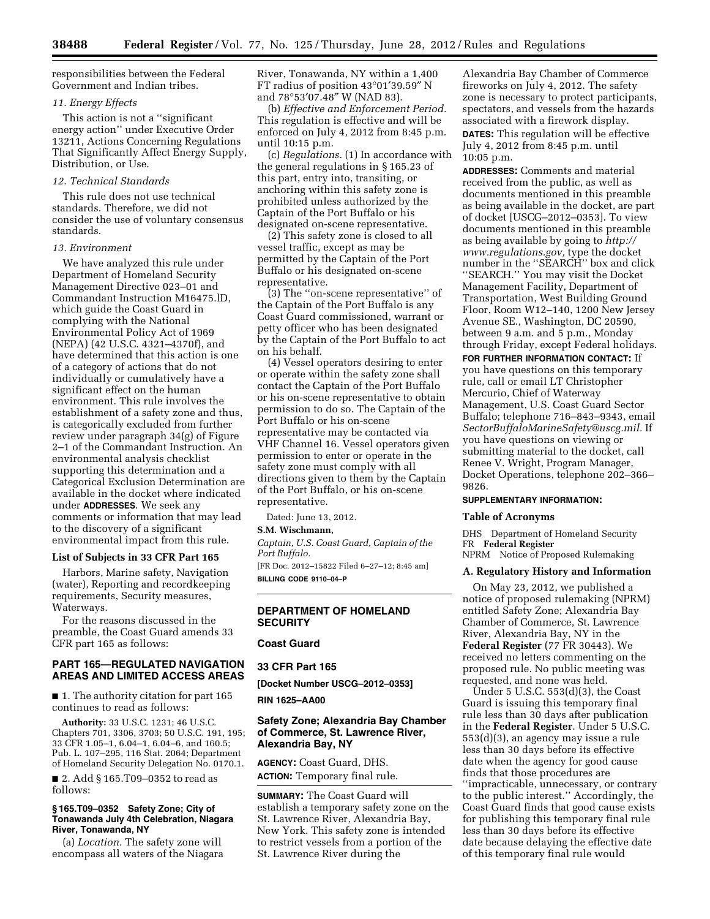responsibilities between the Federal Government and Indian tribes.

*11. Energy Effects*

This action is not a ''significant energy action'' under Executive Order 13211, Actions Concerning Regulations That Significantly Affect Energy Supply, Distribution, or Use.

*12. Technical Standards*

This rule does not use technical standards. Therefore, we did not consider the use of voluntary consensus standards.

*13. Environment*

We have analyzed this rule under Department of Homeland Security Management Directive 023–01 and Commandant Instruction M16475.lD, which guide the Coast Guard in complying with the National Environmental Policy Act of 1969 (NEPA) (42 U.S.C. 4321–4370f), and have determined that this action is one of a category of actions that do not individually or cumulatively have a significant effect on the human environment. This rule involves the establishment of a safety zone and thus, is categorically excluded from further review under paragraph 34(g) of Figure 2–1 of the Commandant Instruction. An environmental analysis checklist supporting this determination and a Categorical Exclusion Determination are available in the docket where indicated under **ADDRESSES**. We seek any comments or information that may lead to the discovery of a significant environmental impact from this rule.

**List of Subjects in 33 CFR Part 165**

Harbors, Marine safety, Navigation (water), Reporting and recordkeeping requirements, Security measures, Waterways.

For the reasons discussed in the preamble, the Coast Guard amends 33 CFR part 165 as follows:

**PART 165—REGULATED NAVIGATION AREAS AND LIMITED ACCESS AREAS**

■ 1. The authority citation for part 165 continues to read as follows:

**Authority:** 33 U.S.C. 1231; 46 U.S.C. Chapters 701, 3306, 3703; 50 U.S.C. 191, 195; 33 CFR 1.05–1, 6.04–1, 6.04–6, and 160.5; Pub. L. 107–295, 116 Stat. 2064; Department of Homeland Security Delegation No. 0170.1.

■ 2. Add § 165.T09–0352 to read as follows:

**§ 165.T09–0352 Safety Zone; City of Tonawanda July 4th Celebration, Niagara River, Tonawanda, NY**

(a) *Location.* The safety zone will encompass all waters of the Niagara River, Tonawanda, NY within a 1,400 FT radius of position 43°01′39.59″ N and 78°53′07.48″ W (NAD 83).

(b) *Effective and Enforcement Period.* This regulation is effective and will be enforced on July 4, 2012 from 8:45 p.m. until 10:15 p.m.

(c) *Regulations.* (1) In accordance with the general regulations in § 165.23 of this part, entry into, transiting, or anchoring within this safety zone is prohibited unless authorized by the Captain of the Port Buffalo or his designated on-scene representative.

(2) This safety zone is closed to all vessel traffic, except as may be permitted by the Captain of the Port Buffalo or his designated on-scene representative.

(3) The ''on-scene representative'' of the Captain of the Port Buffalo is any Coast Guard commissioned, warrant or petty officer who has been designated by the Captain of the Port Buffalo to act on his behalf.

(4) Vessel operators desiring to enter or operate within the safety zone shall contact the Captain of the Port Buffalo or his on-scene representative to obtain permission to do so. The Captain of the Port Buffalo or his on-scene representative may be contacted via VHF Channel 16. Vessel operators given permission to enter or operate in the safety zone must comply with all directions given to them by the Captain of the Port Buffalo, or his on-scene representative.

Dated: June 13, 2012.

**S.M. Wischmann,**

*Captain, U.S. Coast Guard, Captain of the Port Buffalo.*

[FR Doc. 2012–15822 Filed 6–27–12; 8:45 am]

**BILLING CODE 9110–04–P**

---

**DEPARTMENT OF HOMELAND SECURITY**

**Coast Guard**

**33 CFR Part 165**

**[Docket Number USCG–2012–0353]**

**RIN 1625–AA00**

**Safety Zone; Alexandria Bay Chamber of Commerce, St. Lawrence River, Alexandria Bay, NY**

**AGENCY:** Coast Guard, DHS.

**ACTION:** Temporary final rule.

**SUMMARY:** The Coast Guard will establish a temporary safety zone on the St. Lawrence River, Alexandria Bay, New York. This safety zone is intended to restrict vessels from a portion of the St. Lawrence River during the Alexandria Bay Chamber of Commerce fireworks on July 4, 2012. The safety zone is necessary to protect participants, spectators, and vessels from the hazards associated with a firework display.

**DATES:** This regulation will be effective July 4, 2012 from 8:45 p.m. until 10:05 p.m.

**ADDRESSES:** Comments and material received from the public, as well as documents mentioned in this preamble as being available in the docket, are part of docket [USCG–2012–0353]. To view documents mentioned in this preamble as being available by going to *http://www.regulations.gov,* type the docket number in the ''SEARCH'' box and click ''SEARCH.'' You may visit the Docket Management Facility, Department of Transportation, West Building Ground Floor, Room W12–140, 1200 New Jersey Avenue SE., Washington, DC 20590, between 9 a.m. and 5 p.m., Monday through Friday, except Federal holidays.

**FOR FURTHER INFORMATION CONTACT:** If you have questions on this temporary rule, call or email LT Christopher Mercurio, Chief of Waterway Management, U.S. Coast Guard Sector Buffalo; telephone 716–843–9343, email *SectorBuffaloMarineSafety@uscg.mil.* If you have questions on viewing or submitting material to the docket, call Renee V. Wright, Program Manager, Docket Operations, telephone 202–366–9826.

**SUPPLEMENTARY INFORMATION:**

**Table of Acronyms**

DHS Department of Homeland Security
FR **Federal Register**
NPRM Notice of Proposed Rulemaking

**A. Regulatory History and Information**

On May 23, 2012, we published a notice of proposed rulemaking (NPRM) entitled Safety Zone; Alexandria Bay Chamber of Commerce, St. Lawrence River, Alexandria Bay, NY in the **Federal Register** (77 FR 30443). We received no letters commenting on the proposed rule. No public meeting was requested, and none was held.

Under 5 U.S.C. 553(d)(3), the Coast Guard is issuing this temporary final rule less than 30 days after publication in the **Federal Register**. Under 5 U.S.C. 553(d)(3), an agency may issue a rule less than 30 days before its effective date when the agency for good cause finds that those procedures are ''impracticable, unnecessary, or contrary to the public interest.'' Accordingly, the Coast Guard finds that good cause exists for publishing this temporary final rule less than 30 days before its effective date because delaying the effective date of this temporary final rule would